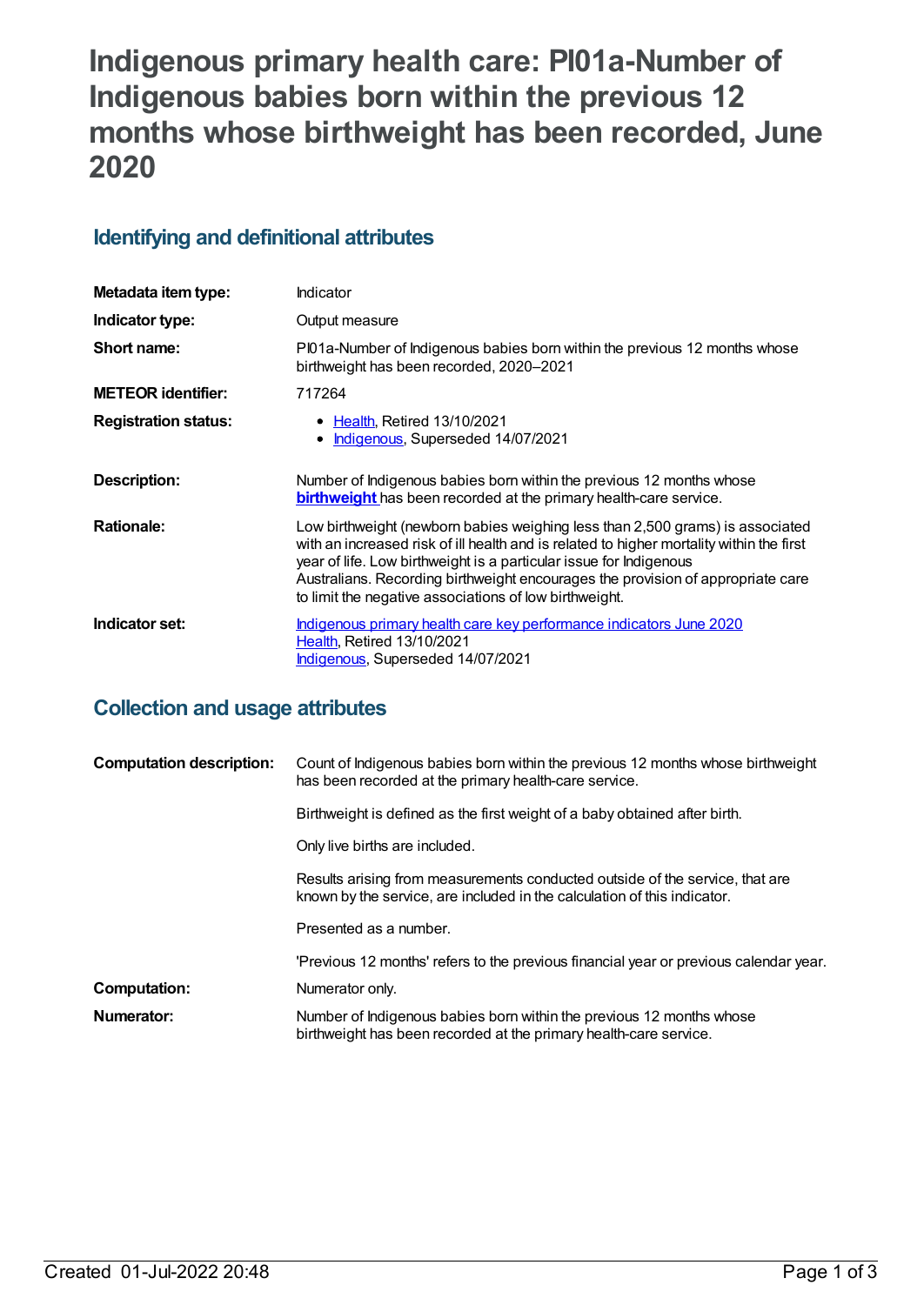# Indigenous primary health care: PI01a-Number of Indigenous babies born within the previous 12 months whose birthweight has been recorded, June 2020

## Identifying and definitional attributes

| | |
|---|---|
| **Metadata item type:** | Indicator |
| **Indicator type:** | Output measure |
| **Short name:** | PI01a-Number of Indigenous babies born within the previous 12 months whose birthweight has been recorded, 2020–2021 |
| **METEOR identifier:** | 717264 |
| **Registration status:** | • Health, Retired 13/10/2021<br>• Indigenous, Superseded 14/07/2021 |
| **Description:** | Number of Indigenous babies born within the previous 12 months whose **birthweight** has been recorded at the primary health-care service. |
| **Rationale:** | Low birthweight (newborn babies weighing less than 2,500 grams) is associated with an increased risk of ill health and is related to higher mortality within the first year of life. Low birthweight is a particular issue for Indigenous Australians. Recording birthweight encourages the provision of appropriate care to limit the negative associations of low birthweight. |
| **Indicator set:** | Indigenous primary health care key performance indicators June 2020<br>Health, Retired 13/10/2021<br>Indigenous, Superseded 14/07/2021 |

## Collection and usage attributes

| | |
|---|---|
| **Computation description:** | Count of Indigenous babies born within the previous 12 months whose birthweight has been recorded at the primary health-care service.<br><br>Birthweight is defined as the first weight of a baby obtained after birth.<br><br>Only live births are included.<br><br>Results arising from measurements conducted outside of the service, that are known by the service, are included in the calculation of this indicator.<br><br>Presented as a number.<br><br>'Previous 12 months' refers to the previous financial year or previous calendar year. |
| **Computation:** | Numerator only. |
| **Numerator:** | Number of Indigenous babies born within the previous 12 months whose birthweight has been recorded at the primary health-care service. |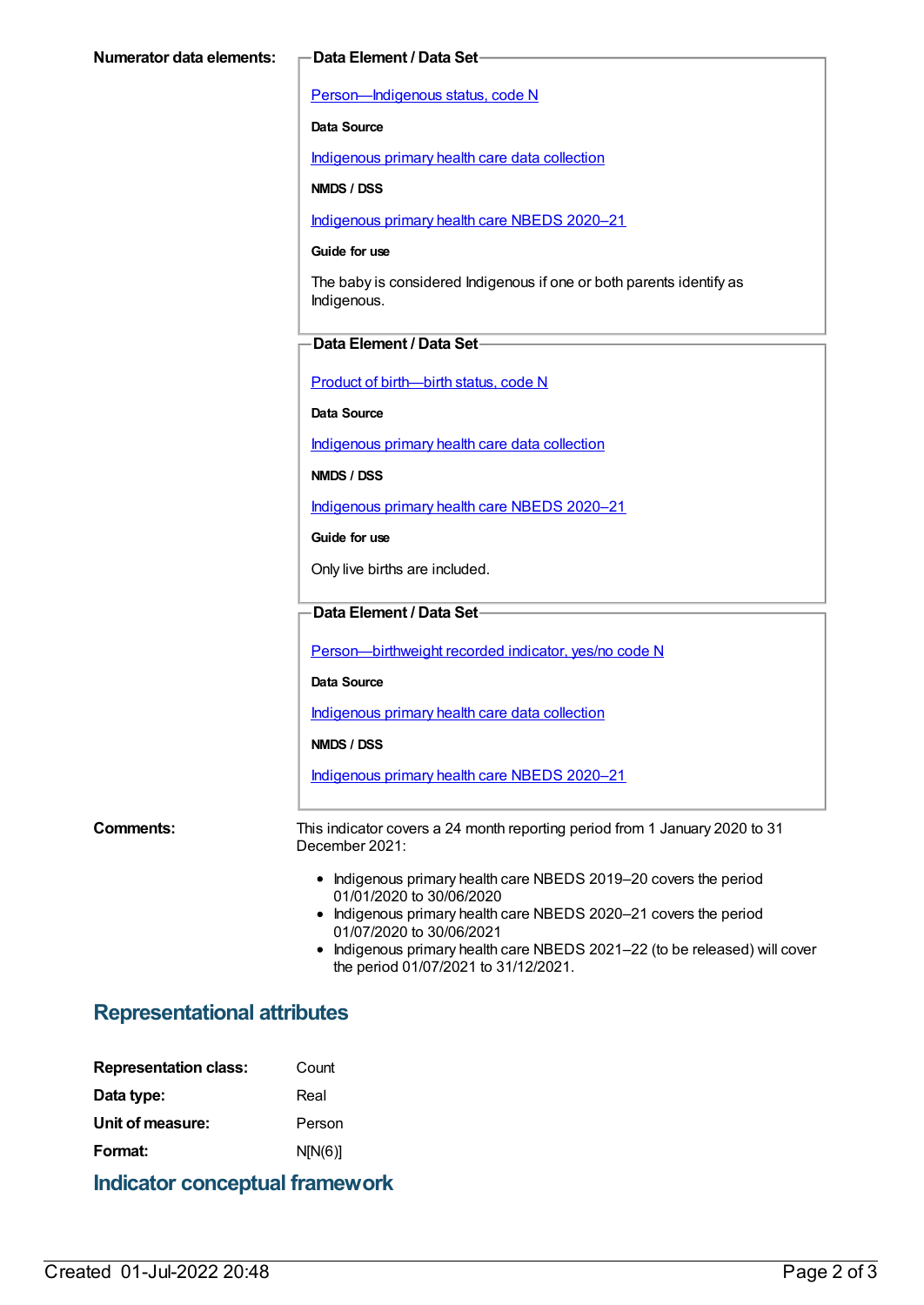**Numerator data elements:**

**Data Element / Data Set**

Person—Indigenous status, code N

**Data Source**

Indigenous primary health care data collection

**NMDS / DSS**

Indigenous primary health care NBEDS 2020–21

**Guide for use**

The baby is considered Indigenous if one or both parents identify as Indigenous.

**Data Element / Data Set**

Product of birth—birth status, code N

**Data Source**

Indigenous primary health care data collection

**NMDS / DSS**

Indigenous primary health care NBEDS 2020–21

**Guide for use**

Only live births are included.

**Data Element / Data Set**

Person—birthweight recorded indicator, yes/no code N

**Data Source**

Indigenous primary health care data collection

**NMDS / DSS**

Indigenous primary health care NBEDS 2020–21

**Comments:**

This indicator covers a 24 month reporting period from 1 January 2020 to 31 December 2021:

- Indigenous primary health care NBEDS 2019–20 covers the period 01/01/2020 to 30/06/2020
- Indigenous primary health care NBEDS 2020–21 covers the period 01/07/2020 to 30/06/2021
- Indigenous primary health care NBEDS 2021–22 (to be released) will cover the period 01/07/2021 to 31/12/2021.

## Representational attributes

**Representation class:** Count

**Data type:** Real

**Unit of measure:** Person

**Format:** N[N(6)]

## Indicator conceptual framework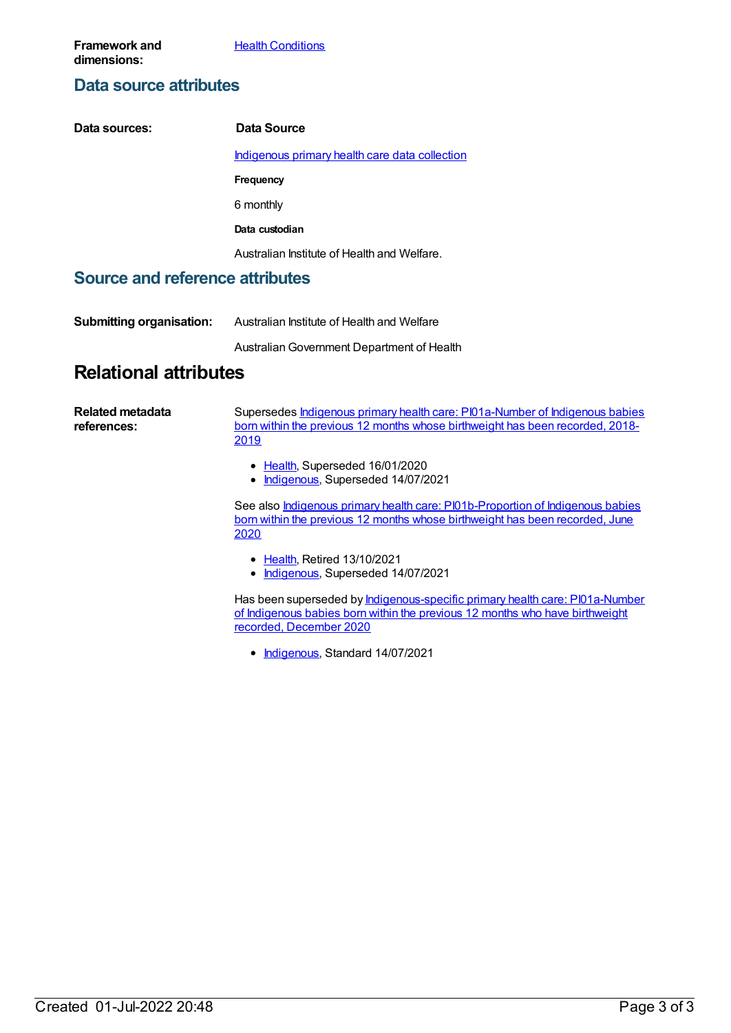**Framework and dimensions:** Health Conditions

## Data source attributes

**Data sources:**

**Data Source**

Indigenous primary health care data collection

**Frequency**

6 monthly

**Data custodian**

Australian Institute of Health and Welfare.

## Source and reference attributes

**Submitting organisation:** Australian Institute of Health and Welfare

Australian Government Department of Health

# Relational attributes

**Related metadata references:**

Supersedes Indigenous primary health care: PI01a-Number of Indigenous babies born within the previous 12 months whose birthweight has been recorded, 2018-2019

- Health, Superseded 16/01/2020
- Indigenous, Superseded 14/07/2021

See also Indigenous primary health care: PI01b-Proportion of Indigenous babies born within the previous 12 months whose birthweight has been recorded, June 2020

- Health, Retired 13/10/2021
- Indigenous, Superseded 14/07/2021

Has been superseded by Indigenous-specific primary health care: PI01a-Number of Indigenous babies born within the previous 12 months who have birthweight recorded, December 2020

- Indigenous, Standard 14/07/2021